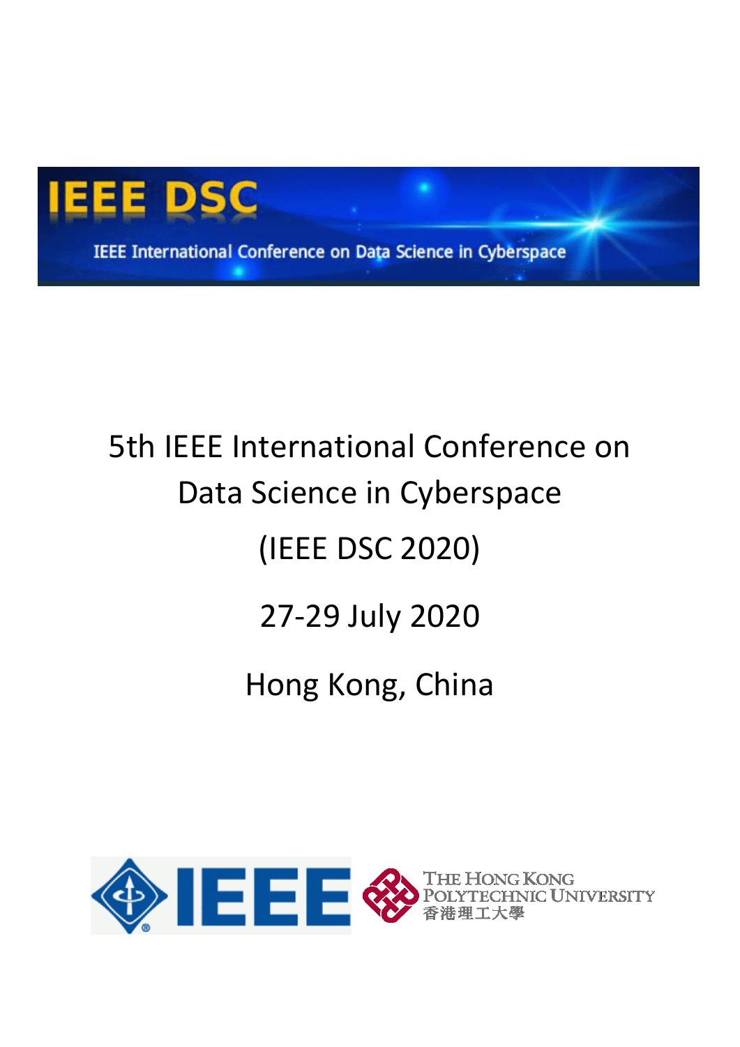IEEE DSC

IEEE International Conference on Data Science in Cyberspace

# 5th IEEE International Conference on Data Science in Cyberspace

## (IEEE DSC 2020)

## 27-29 July 2020

## Hong Kong, China

IEEE

THE HONG KONG POLYTECHNIC UNIVERSITY 香港理工大學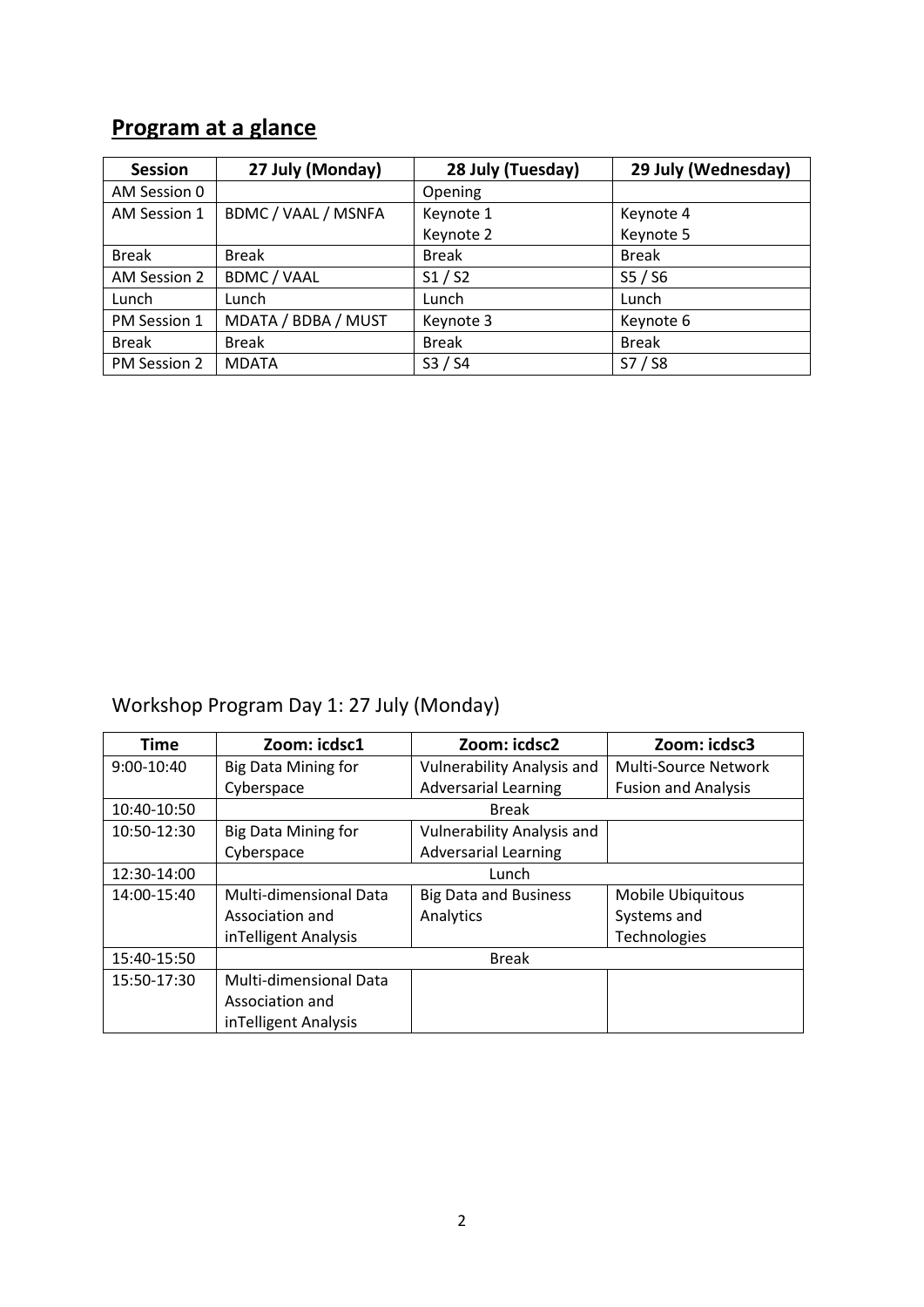## **Program at a glance**

| Session | 27 July (Monday) | 28 July (Tuesday) | 29 July (Wednesday) |
| --- | --- | --- | --- |
| AM Session 0 | | Opening | |
| AM Session 1 | BDMC / VAAL / MSNFA | Keynote 1<br>Keynote 2 | Keynote 4<br>Keynote 5 |
| Break | Break | Break | Break |
| AM Session 2 | BDMC / VAAL | S1 / S2 | S5 / S6 |
| Lunch | Lunch | Lunch | Lunch |
| PM Session 1 | MDATA / BDBA / MUST | Keynote 3 | Keynote 6 |
| Break | Break | Break | Break |
| PM Session 2 | MDATA | S3 / S4 | S7 / S8 |

## Workshop Program Day 1: 27 July (Monday)

| Time | Zoom: icdsc1 | Zoom: icdsc2 | Zoom: icdsc3 |
| --- | --- | --- | --- |
| 9:00-10:40 | Big Data Mining for Cyberspace | Vulnerability Analysis and Adversarial Learning | Multi-Source Network Fusion and Analysis |
| 10:40-10:50 | Break | | |
| 10:50-12:30 | Big Data Mining for Cyberspace | Vulnerability Analysis and Adversarial Learning | |
| 12:30-14:00 | Lunch | | |
| 14:00-15:40 | Multi-dimensional Data Association and inTelligent Analysis | Big Data and Business Analytics | Mobile Ubiquitous Systems and Technologies |
| 15:40-15:50 | Break | | |
| 15:50-17:30 | Multi-dimensional Data Association and inTelligent Analysis | | |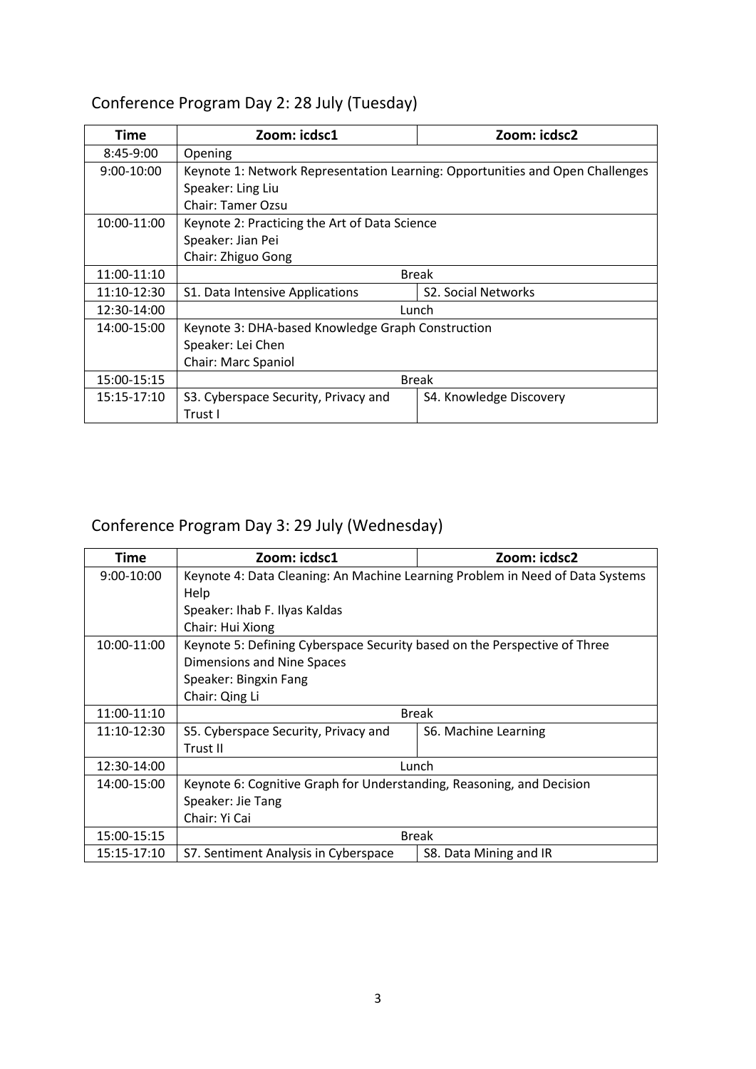## Conference Program Day 2: 28 July (Tuesday)

| Time | Zoom: icdsc1 | Zoom: icdsc2 |
| --- | --- | --- |
| 8:45-9:00 | Opening | |
| 9:00-10:00 | Keynote 1: Network Representation Learning: Opportunities and Open Challenges<br>Speaker: Ling Liu<br>Chair: Tamer Ozsu | |
| 10:00-11:00 | Keynote 2: Practicing the Art of Data Science<br>Speaker: Jian Pei<br>Chair: Zhiguo Gong | |
| 11:00-11:10 | Break | |
| 11:10-12:30 | S1. Data Intensive Applications | S2. Social Networks |
| 12:30-14:00 | Lunch | |
| 14:00-15:00 | Keynote 3: DHA-based Knowledge Graph Construction<br>Speaker: Lei Chen<br>Chair: Marc Spaniol | |
| 15:00-15:15 | Break | |
| 15:15-17:10 | S3. Cyberspace Security, Privacy and Trust I | S4. Knowledge Discovery |

## Conference Program Day 3: 29 July (Wednesday)

| Time | Zoom: icdsc1 | Zoom: icdsc2 |
| --- | --- | --- |
| 9:00-10:00 | Keynote 4: Data Cleaning: An Machine Learning Problem in Need of Data Systems Help<br>Speaker: Ihab F. Ilyas Kaldas<br>Chair: Hui Xiong | |
| 10:00-11:00 | Keynote 5: Defining Cyberspace Security based on the Perspective of Three Dimensions and Nine Spaces<br>Speaker: Bingxin Fang<br>Chair: Qing Li | |
| 11:00-11:10 | Break | |
| 11:10-12:30 | S5. Cyberspace Security, Privacy and Trust II | S6. Machine Learning |
| 12:30-14:00 | Lunch | |
| 14:00-15:00 | Keynote 6: Cognitive Graph for Understanding, Reasoning, and Decision<br>Speaker: Jie Tang<br>Chair: Yi Cai | |
| 15:00-15:15 | Break | |
| 15:15-17:10 | S7. Sentiment Analysis in Cyberspace | S8. Data Mining and IR |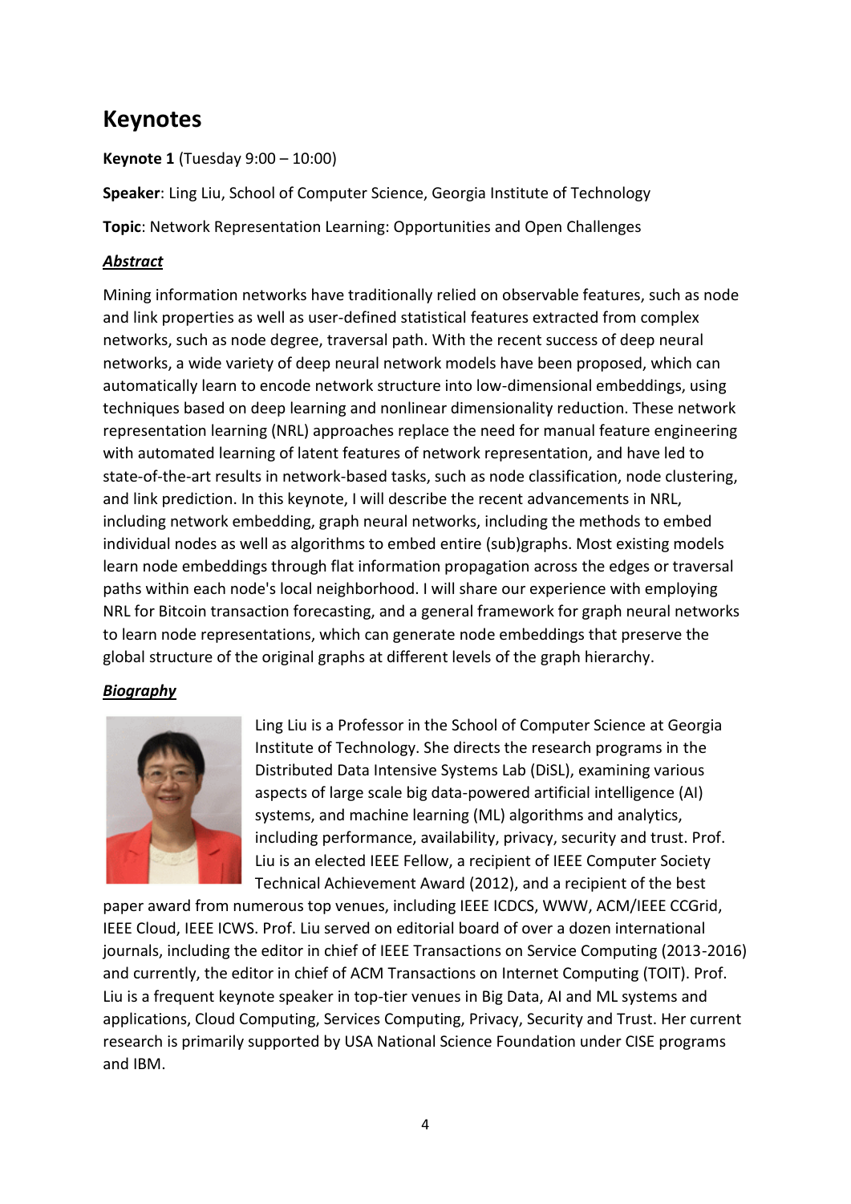# Keynotes

**Keynote 1** (Tuesday 9:00 – 10:00)

**Speaker**: Ling Liu, School of Computer Science, Georgia Institute of Technology

**Topic**: Network Representation Learning: Opportunities and Open Challenges

***Abstract***

Mining information networks have traditionally relied on observable features, such as node and link properties as well as user-defined statistical features extracted from complex networks, such as node degree, traversal path. With the recent success of deep neural networks, a wide variety of deep neural network models have been proposed, which can automatically learn to encode network structure into low-dimensional embeddings, using techniques based on deep learning and nonlinear dimensionality reduction. These network representation learning (NRL) approaches replace the need for manual feature engineering with automated learning of latent features of network representation, and have led to state-of-the-art results in network-based tasks, such as node classification, node clustering, and link prediction. In this keynote, I will describe the recent advancements in NRL, including network embedding, graph neural networks, including the methods to embed individual nodes as well as algorithms to embed entire (sub)graphs. Most existing models learn node embeddings through flat information propagation across the edges or traversal paths within each node's local neighborhood. I will share our experience with employing NRL for Bitcoin transaction forecasting, and a general framework for graph neural networks to learn node representations, which can generate node embeddings that preserve the global structure of the original graphs at different levels of the graph hierarchy.

***Biography***

Ling Liu is a Professor in the School of Computer Science at Georgia Institute of Technology. She directs the research programs in the Distributed Data Intensive Systems Lab (DiSL), examining various aspects of large scale big data-powered artificial intelligence (AI) systems, and machine learning (ML) algorithms and analytics, including performance, availability, privacy, security and trust. Prof. Liu is an elected IEEE Fellow, a recipient of IEEE Computer Society Technical Achievement Award (2012), and a recipient of the best paper award from numerous top venues, including IEEE ICDCS, WWW, ACM/IEEE CCGrid, IEEE Cloud, IEEE ICWS. Prof. Liu served on editorial board of over a dozen international journals, including the editor in chief of IEEE Transactions on Service Computing (2013-2016) and currently, the editor in chief of ACM Transactions on Internet Computing (TOIT). Prof. Liu is a frequent keynote speaker in top-tier venues in Big Data, AI and ML systems and applications, Cloud Computing, Services Computing, Privacy, Security and Trust. Her current research is primarily supported by USA National Science Foundation under CISE programs and IBM.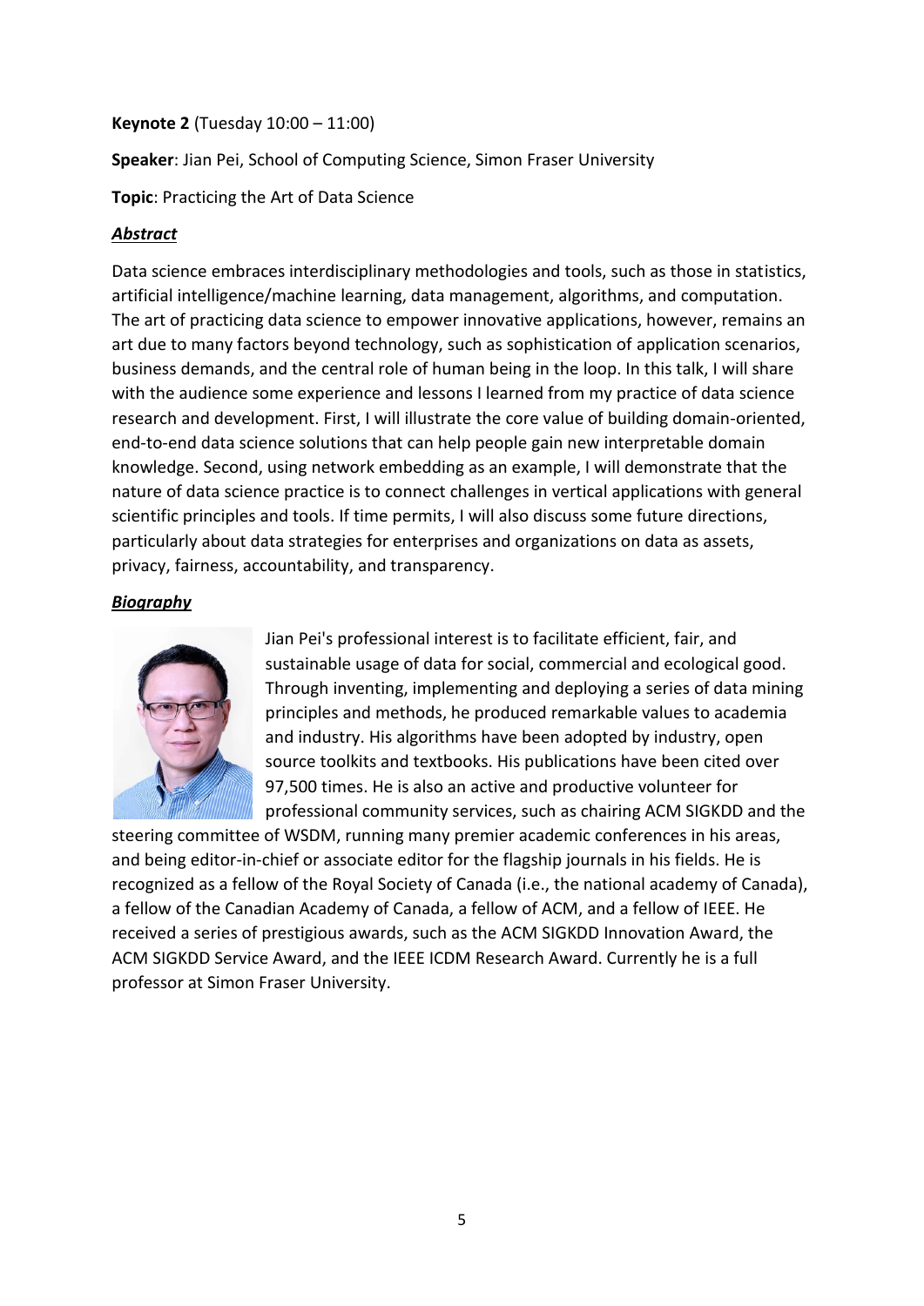**Keynote 2** (Tuesday 10:00 – 11:00)

**Speaker**: Jian Pei, School of Computing Science, Simon Fraser University

**Topic**: Practicing the Art of Data Science

***Abstract***

Data science embraces interdisciplinary methodologies and tools, such as those in statistics, artificial intelligence/machine learning, data management, algorithms, and computation. The art of practicing data science to empower innovative applications, however, remains an art due to many factors beyond technology, such as sophistication of application scenarios, business demands, and the central role of human being in the loop. In this talk, I will share with the audience some experience and lessons I learned from my practice of data science research and development. First, I will illustrate the core value of building domain-oriented, end-to-end data science solutions that can help people gain new interpretable domain knowledge. Second, using network embedding as an example, I will demonstrate that the nature of data science practice is to connect challenges in vertical applications with general scientific principles and tools. If time permits, I will also discuss some future directions, particularly about data strategies for enterprises and organizations on data as assets, privacy, fairness, accountability, and transparency.

***Biography***

Jian Pei's professional interest is to facilitate efficient, fair, and sustainable usage of data for social, commercial and ecological good. Through inventing, implementing and deploying a series of data mining principles and methods, he produced remarkable values to academia and industry. His algorithms have been adopted by industry, open source toolkits and textbooks. His publications have been cited over 97,500 times. He is also an active and productive volunteer for professional community services, such as chairing ACM SIGKDD and the steering committee of WSDM, running many premier academic conferences in his areas, and being editor-in-chief or associate editor for the flagship journals in his fields. He is recognized as a fellow of the Royal Society of Canada (i.e., the national academy of Canada), a fellow of the Canadian Academy of Canada, a fellow of ACM, and a fellow of IEEE. He received a series of prestigious awards, such as the ACM SIGKDD Innovation Award, the ACM SIGKDD Service Award, and the IEEE ICDM Research Award. Currently he is a full professor at Simon Fraser University.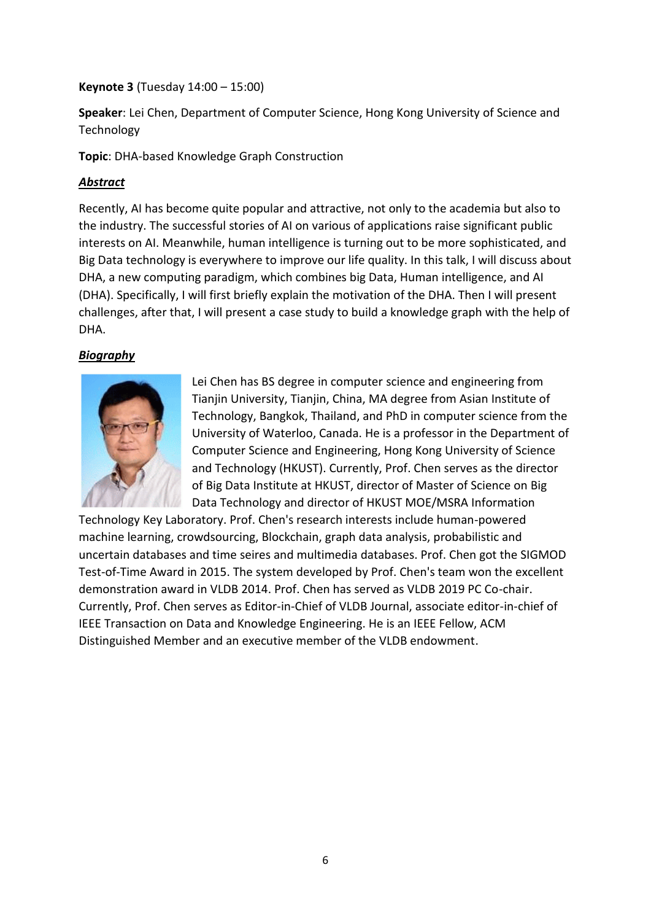**Keynote 3** (Tuesday 14:00 – 15:00)

**Speaker**: Lei Chen, Department of Computer Science, Hong Kong University of Science and Technology

**Topic**: DHA-based Knowledge Graph Construction

***Abstract***

Recently, AI has become quite popular and attractive, not only to the academia but also to the industry. The successful stories of AI on various of applications raise significant public interests on AI. Meanwhile, human intelligence is turning out to be more sophisticated, and Big Data technology is everywhere to improve our life quality. In this talk, I will discuss about DHA, a new computing paradigm, which combines big Data, Human intelligence, and AI (DHA). Specifically, I will first briefly explain the motivation of the DHA. Then I will present challenges, after that, I will present a case study to build a knowledge graph with the help of DHA.

***Biography***

Lei Chen has BS degree in computer science and engineering from Tianjin University, Tianjin, China, MA degree from Asian Institute of Technology, Bangkok, Thailand, and PhD in computer science from the University of Waterloo, Canada. He is a professor in the Department of Computer Science and Engineering, Hong Kong University of Science and Technology (HKUST). Currently, Prof. Chen serves as the director of Big Data Institute at HKUST, director of Master of Science on Big Data Technology and director of HKUST MOE/MSRA Information Technology Key Laboratory. Prof. Chen's research interests include human-powered machine learning, crowdsourcing, Blockchain, graph data analysis, probabilistic and uncertain databases and time seires and multimedia databases. Prof. Chen got the SIGMOD Test-of-Time Award in 2015. The system developed by Prof. Chen's team won the excellent demonstration award in VLDB 2014. Prof. Chen has served as VLDB 2019 PC Co-chair. Currently, Prof. Chen serves as Editor-in-Chief of VLDB Journal, associate editor-in-chief of IEEE Transaction on Data and Knowledge Engineering. He is an IEEE Fellow, ACM Distinguished Member and an executive member of the VLDB endowment.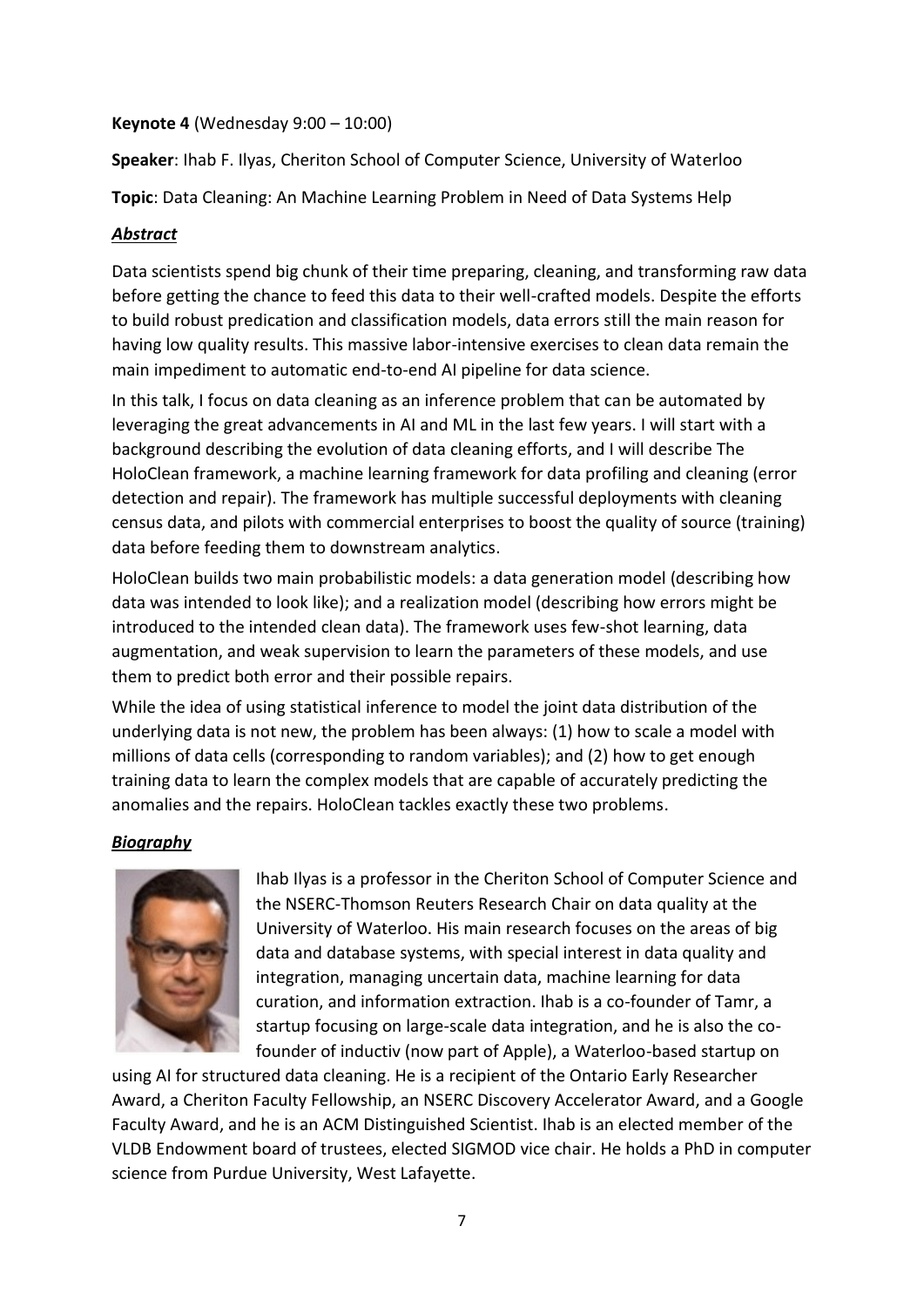**Keynote 4** (Wednesday 9:00 – 10:00)

**Speaker**: Ihab F. Ilyas, Cheriton School of Computer Science, University of Waterloo

**Topic**: Data Cleaning: An Machine Learning Problem in Need of Data Systems Help

***Abstract***

Data scientists spend big chunk of their time preparing, cleaning, and transforming raw data before getting the chance to feed this data to their well-crafted models. Despite the efforts to build robust predication and classification models, data errors still the main reason for having low quality results. This massive labor-intensive exercises to clean data remain the main impediment to automatic end-to-end AI pipeline for data science.

In this talk, I focus on data cleaning as an inference problem that can be automated by leveraging the great advancements in AI and ML in the last few years. I will start with a background describing the evolution of data cleaning efforts, and I will describe The HoloClean framework, a machine learning framework for data profiling and cleaning (error detection and repair). The framework has multiple successful deployments with cleaning census data, and pilots with commercial enterprises to boost the quality of source (training) data before feeding them to downstream analytics.

HoloClean builds two main probabilistic models: a data generation model (describing how data was intended to look like); and a realization model (describing how errors might be introduced to the intended clean data). The framework uses few-shot learning, data augmentation, and weak supervision to learn the parameters of these models, and use them to predict both error and their possible repairs.

While the idea of using statistical inference to model the joint data distribution of the underlying data is not new, the problem has been always: (1) how to scale a model with millions of data cells (corresponding to random variables); and (2) how to get enough training data to learn the complex models that are capable of accurately predicting the anomalies and the repairs. HoloClean tackles exactly these two problems.

***Biography***

Ihab Ilyas is a professor in the Cheriton School of Computer Science and the NSERC-Thomson Reuters Research Chair on data quality at the University of Waterloo. His main research focuses on the areas of big data and database systems, with special interest in data quality and integration, managing uncertain data, machine learning for data curation, and information extraction. Ihab is a co-founder of Tamr, a startup focusing on large-scale data integration, and he is also the co-founder of inductiv (now part of Apple), a Waterloo-based startup on using AI for structured data cleaning. He is a recipient of the Ontario Early Researcher Award, a Cheriton Faculty Fellowship, an NSERC Discovery Accelerator Award, and a Google Faculty Award, and he is an ACM Distinguished Scientist. Ihab is an elected member of the VLDB Endowment board of trustees, elected SIGMOD vice chair. He holds a PhD in computer science from Purdue University, West Lafayette.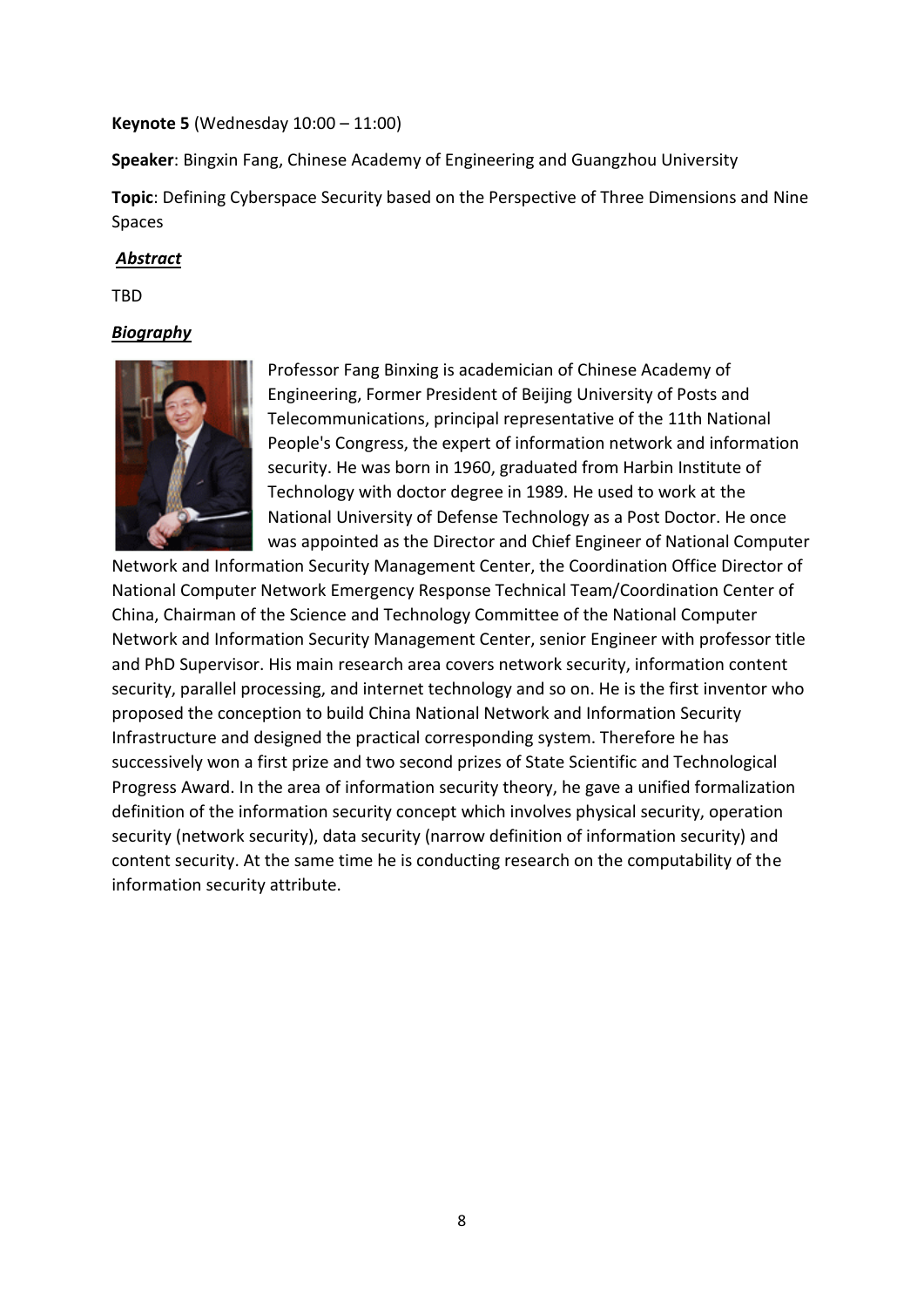**Keynote 5** (Wednesday 10:00 – 11:00)

**Speaker**: Bingxin Fang, Chinese Academy of Engineering and Guangzhou University

**Topic**: Defining Cyberspace Security based on the Perspective of Three Dimensions and Nine Spaces

***Abstract***

TBD

***Biography***

Professor Fang Binxing is academician of Chinese Academy of Engineering, Former President of Beijing University of Posts and Telecommunications, principal representative of the 11th National People's Congress, the expert of information network and information security. He was born in 1960, graduated from Harbin Institute of Technology with doctor degree in 1989. He used to work at the National University of Defense Technology as a Post Doctor. He once was appointed as the Director and Chief Engineer of National Computer Network and Information Security Management Center, the Coordination Office Director of National Computer Network Emergency Response Technical Team/Coordination Center of China, Chairman of the Science and Technology Committee of the National Computer Network and Information Security Management Center, senior Engineer with professor title and PhD Supervisor. His main research area covers network security, information content security, parallel processing, and internet technology and so on. He is the first inventor who proposed the conception to build China National Network and Information Security Infrastructure and designed the practical corresponding system. Therefore he has successively won a first prize and two second prizes of State Scientific and Technological Progress Award. In the area of information security theory, he gave a unified formalization definition of the information security concept which involves physical security, operation security (network security), data security (narrow definition of information security) and content security. At the same time he is conducting research on the computability of the information security attribute.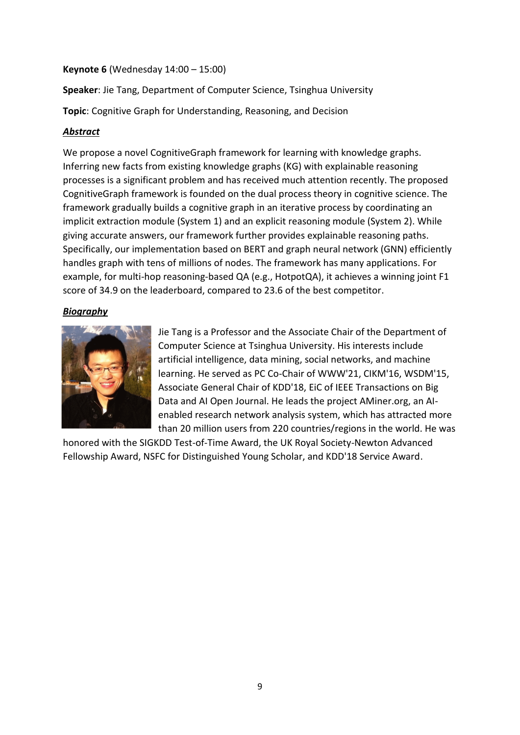**Keynote 6** (Wednesday 14:00 – 15:00)

**Speaker**: Jie Tang, Department of Computer Science, Tsinghua University

**Topic**: Cognitive Graph for Understanding, Reasoning, and Decision

***Abstract***

We propose a novel CognitiveGraph framework for learning with knowledge graphs. Inferring new facts from existing knowledge graphs (KG) with explainable reasoning processes is a significant problem and has received much attention recently. The proposed CognitiveGraph framework is founded on the dual process theory in cognitive science. The framework gradually builds a cognitive graph in an iterative process by coordinating an implicit extraction module (System 1) and an explicit reasoning module (System 2). While giving accurate answers, our framework further provides explainable reasoning paths. Specifically, our implementation based on BERT and graph neural network (GNN) efficiently handles graph with tens of millions of nodes. The framework has many applications. For example, for multi-hop reasoning-based QA (e.g., HotpotQA), it achieves a winning joint F1 score of 34.9 on the leaderboard, compared to 23.6 of the best competitor.

***Biography***

Jie Tang is a Professor and the Associate Chair of the Department of Computer Science at Tsinghua University. His interests include artificial intelligence, data mining, social networks, and machine learning. He served as PC Co-Chair of WWW'21, CIKM'16, WSDM'15, Associate General Chair of KDD'18, EiC of IEEE Transactions on Big Data and AI Open Journal. He leads the project AMiner.org, an AI-enabled research network analysis system, which has attracted more than 20 million users from 220 countries/regions in the world. He was honored with the SIGKDD Test-of-Time Award, the UK Royal Society-Newton Advanced Fellowship Award, NSFC for Distinguished Young Scholar, and KDD'18 Service Award.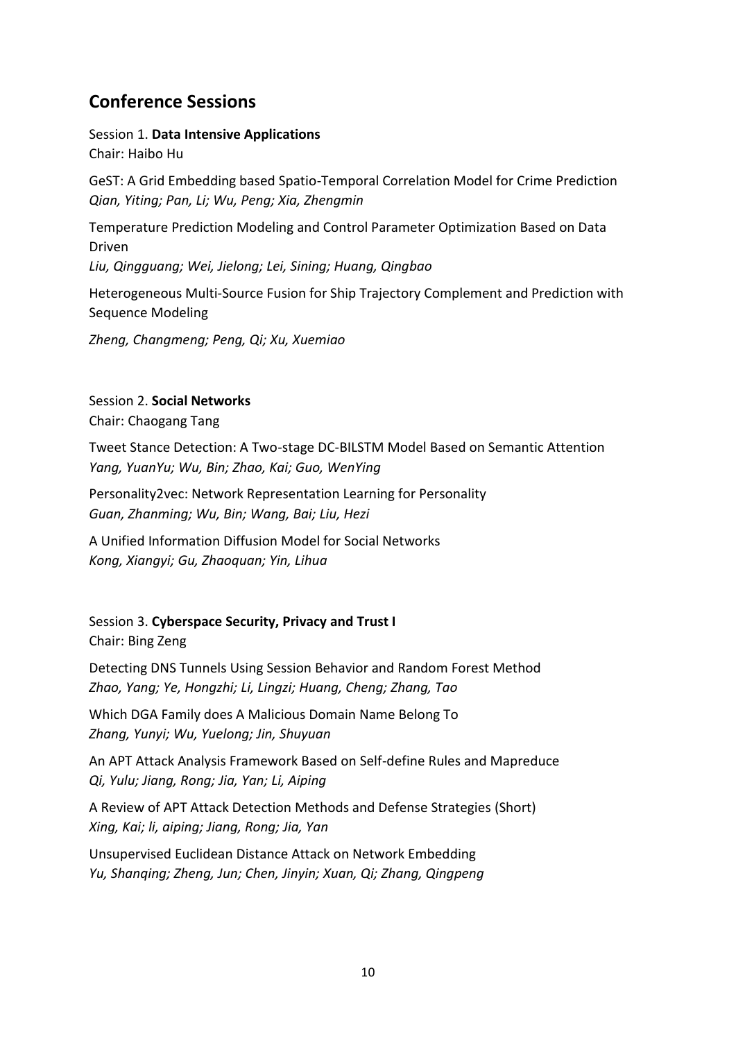## Conference Sessions

Session 1. **Data Intensive Applications**
Chair: Haibo Hu

GeST: A Grid Embedding based Spatio-Temporal Correlation Model for Crime Prediction
*Qian, Yiting; Pan, Li; Wu, Peng; Xia, Zhengmin*

Temperature Prediction Modeling and Control Parameter Optimization Based on Data Driven
*Liu, Qingguang; Wei, Jielong; Lei, Sining; Huang, Qingbao*

Heterogeneous Multi-Source Fusion for Ship Trajectory Complement and Prediction with Sequence Modeling

*Zheng, Changmeng; Peng, Qi; Xu, Xuemiao*

Session 2. **Social Networks**
Chair: Chaogang Tang

Tweet Stance Detection: A Two-stage DC-BILSTM Model Based on Semantic Attention
*Yang, YuanYu; Wu, Bin; Zhao, Kai; Guo, WenYing*

Personality2vec: Network Representation Learning for Personality
*Guan, Zhanming; Wu, Bin; Wang, Bai; Liu, Hezi*

A Unified Information Diffusion Model for Social Networks
*Kong, Xiangyi; Gu, Zhaoquan; Yin, Lihua*

Session 3. **Cyberspace Security, Privacy and Trust I**
Chair: Bing Zeng

Detecting DNS Tunnels Using Session Behavior and Random Forest Method
*Zhao, Yang; Ye, Hongzhi; Li, Lingzi; Huang, Cheng; Zhang, Tao*

Which DGA Family does A Malicious Domain Name Belong To
*Zhang, Yunyi; Wu, Yuelong; Jin, Shuyuan*

An APT Attack Analysis Framework Based on Self-define Rules and Mapreduce
*Qi, Yulu; Jiang, Rong; Jia, Yan; Li, Aiping*

A Review of APT Attack Detection Methods and Defense Strategies (Short)
*Xing, Kai; li, aiping; Jiang, Rong; Jia, Yan*

Unsupervised Euclidean Distance Attack on Network Embedding
*Yu, Shanqing; Zheng, Jun; Chen, Jinyin; Xuan, Qi; Zhang, Qingpeng*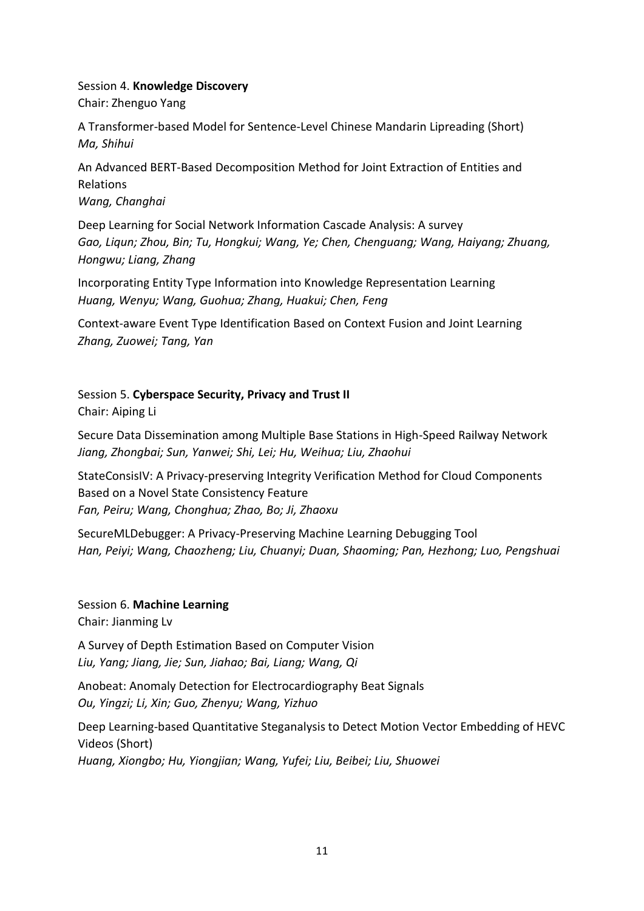Session 4. **Knowledge Discovery**
Chair: Zhenguo Yang

A Transformer-based Model for Sentence-Level Chinese Mandarin Lipreading (Short)
*Ma, Shihui*

An Advanced BERT-Based Decomposition Method for Joint Extraction of Entities and Relations
*Wang, Changhai*

Deep Learning for Social Network Information Cascade Analysis: A survey
*Gao, Liqun; Zhou, Bin; Tu, Hongkui; Wang, Ye; Chen, Chenguang; Wang, Haiyang; Zhuang, Hongwu; Liang, Zhang*

Incorporating Entity Type Information into Knowledge Representation Learning
*Huang, Wenyu; Wang, Guohua; Zhang, Huakui; Chen, Feng*

Context-aware Event Type Identification Based on Context Fusion and Joint Learning
*Zhang, Zuowei; Tang, Yan*

Session 5. **Cyberspace Security, Privacy and Trust II**
Chair: Aiping Li

Secure Data Dissemination among Multiple Base Stations in High-Speed Railway Network
*Jiang, Zhongbai; Sun, Yanwei; Shi, Lei; Hu, Weihua; Liu, Zhaohui*

StateConsisIV: A Privacy-preserving Integrity Verification Method for Cloud Components Based on a Novel State Consistency Feature
*Fan, Peiru; Wang, Chonghua; Zhao, Bo; Ji, Zhaoxu*

SecureMLDebugger: A Privacy-Preserving Machine Learning Debugging Tool
*Han, Peiyi; Wang, Chaozheng; Liu, Chuanyi; Duan, Shaoming; Pan, Hezhong; Luo, Pengshuai*

Session 6. **Machine Learning**
Chair: Jianming Lv

A Survey of Depth Estimation Based on Computer Vision
*Liu, Yang; Jiang, Jie; Sun, Jiahao; Bai, Liang; Wang, Qi*

Anobeat: Anomaly Detection for Electrocardiography Beat Signals
*Ou, Yingzi; Li, Xin; Guo, Zhenyu; Wang, Yizhuo*

Deep Learning-based Quantitative Steganalysis to Detect Motion Vector Embedding of HEVC Videos (Short)
*Huang, Xiongbo; Hu, Yiongjian; Wang, Yufei; Liu, Beibei; Liu, Shuowei*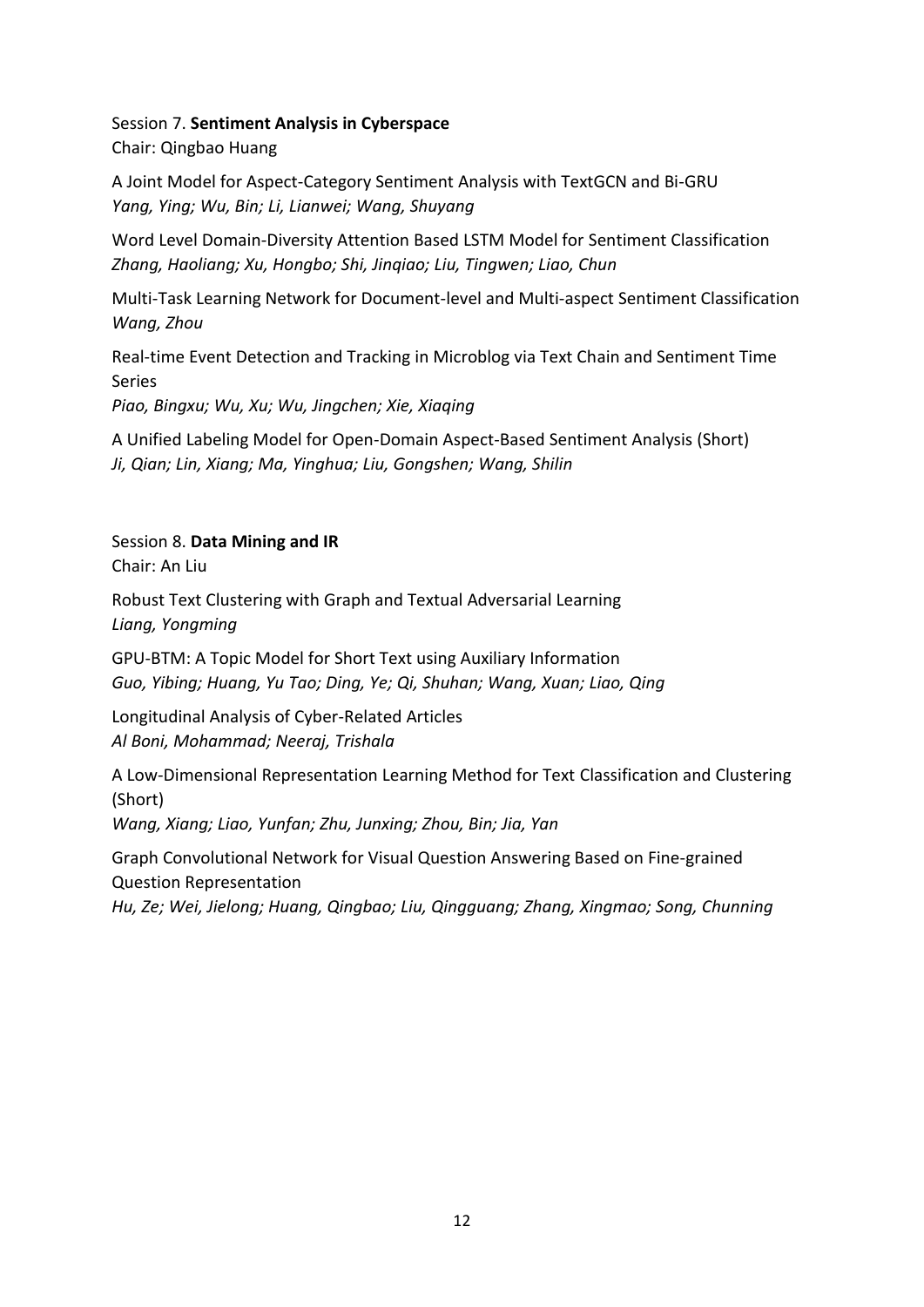Session 7. **Sentiment Analysis in Cyberspace**
Chair: Qingbao Huang

A Joint Model for Aspect-Category Sentiment Analysis with TextGCN and Bi-GRU
*Yang, Ying; Wu, Bin; Li, Lianwei; Wang, Shuyang*

Word Level Domain-Diversity Attention Based LSTM Model for Sentiment Classification
*Zhang, Haoliang; Xu, Hongbo; Shi, Jinqiao; Liu, Tingwen; Liao, Chun*

Multi-Task Learning Network for Document-level and Multi-aspect Sentiment Classification
*Wang, Zhou*

Real-time Event Detection and Tracking in Microblog via Text Chain and Sentiment Time Series
*Piao, Bingxu; Wu, Xu; Wu, Jingchen; Xie, Xiaqing*

A Unified Labeling Model for Open-Domain Aspect-Based Sentiment Analysis (Short)
*Ji, Qian; Lin, Xiang; Ma, Yinghua; Liu, Gongshen; Wang, Shilin*

Session 8. **Data Mining and IR**
Chair: An Liu

Robust Text Clustering with Graph and Textual Adversarial Learning
*Liang, Yongming*

GPU-BTM: A Topic Model for Short Text using Auxiliary Information
*Guo, Yibing; Huang, Yu Tao; Ding, Ye; Qi, Shuhan; Wang, Xuan; Liao, Qing*

Longitudinal Analysis of Cyber-Related Articles
*Al Boni, Mohammad; Neeraj, Trishala*

A Low-Dimensional Representation Learning Method for Text Classification and Clustering (Short)
*Wang, Xiang; Liao, Yunfan; Zhu, Junxing; Zhou, Bin; Jia, Yan*

Graph Convolutional Network for Visual Question Answering Based on Fine-grained Question Representation
*Hu, Ze; Wei, Jielong; Huang, Qingbao; Liu, Qingguang; Zhang, Xingmao; Song, Chunning*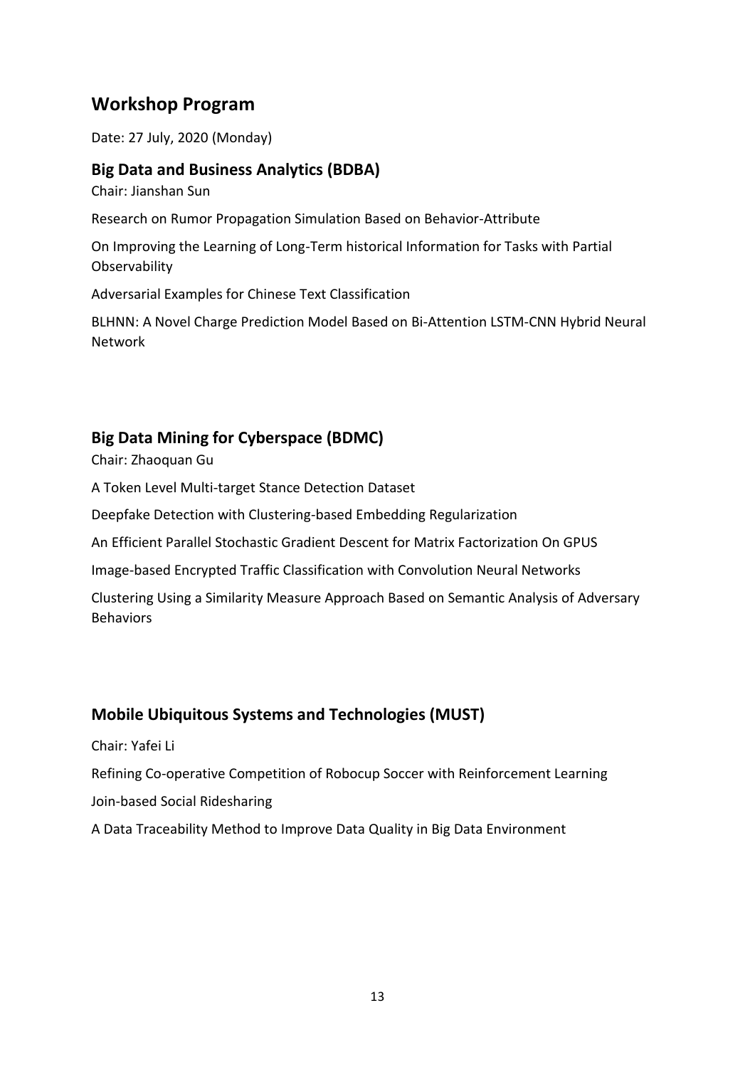## Workshop Program

Date: 27 July, 2020 (Monday)

### Big Data and Business Analytics (BDBA)

Chair: Jianshan Sun

Research on Rumor Propagation Simulation Based on Behavior-Attribute

On Improving the Learning of Long-Term historical Information for Tasks with Partial Observability

Adversarial Examples for Chinese Text Classification

BLHNN: A Novel Charge Prediction Model Based on Bi-Attention LSTM-CNN Hybrid Neural Network

### Big Data Mining for Cyberspace (BDMC)

Chair: Zhaoquan Gu

A Token Level Multi-target Stance Detection Dataset

Deepfake Detection with Clustering-based Embedding Regularization

An Efficient Parallel Stochastic Gradient Descent for Matrix Factorization On GPUS

Image-based Encrypted Traffic Classification with Convolution Neural Networks

Clustering Using a Similarity Measure Approach Based on Semantic Analysis of Adversary Behaviors

### Mobile Ubiquitous Systems and Technologies (MUST)

Chair: Yafei Li

Refining Co-operative Competition of Robocup Soccer with Reinforcement Learning

Join-based Social Ridesharing

A Data Traceability Method to Improve Data Quality in Big Data Environment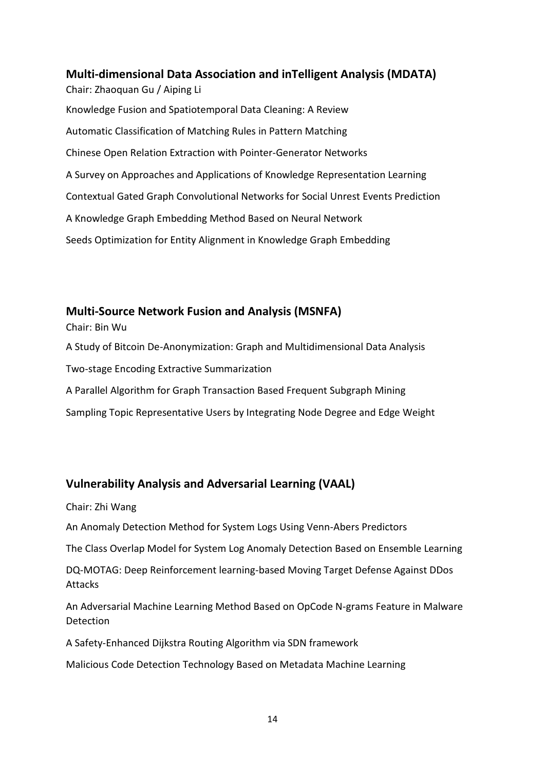### Multi-dimensional Data Association and inTelligent Analysis (MDATA)

Chair: Zhaoquan Gu / Aiping Li

Knowledge Fusion and Spatiotemporal Data Cleaning: A Review

Automatic Classification of Matching Rules in Pattern Matching

Chinese Open Relation Extraction with Pointer-Generator Networks

A Survey on Approaches and Applications of Knowledge Representation Learning

Contextual Gated Graph Convolutional Networks for Social Unrest Events Prediction

A Knowledge Graph Embedding Method Based on Neural Network

Seeds Optimization for Entity Alignment in Knowledge Graph Embedding

### Multi-Source Network Fusion and Analysis (MSNFA)

Chair: Bin Wu

A Study of Bitcoin De-Anonymization: Graph and Multidimensional Data Analysis

Two-stage Encoding Extractive Summarization

A Parallel Algorithm for Graph Transaction Based Frequent Subgraph Mining

Sampling Topic Representative Users by Integrating Node Degree and Edge Weight

### Vulnerability Analysis and Adversarial Learning (VAAL)

Chair: Zhi Wang

An Anomaly Detection Method for System Logs Using Venn-Abers Predictors

The Class Overlap Model for System Log Anomaly Detection Based on Ensemble Learning

DQ-MOTAG: Deep Reinforcement learning-based Moving Target Defense Against DDos Attacks

An Adversarial Machine Learning Method Based on OpCode N-grams Feature in Malware Detection

A Safety-Enhanced Dijkstra Routing Algorithm via SDN framework

Malicious Code Detection Technology Based on Metadata Machine Learning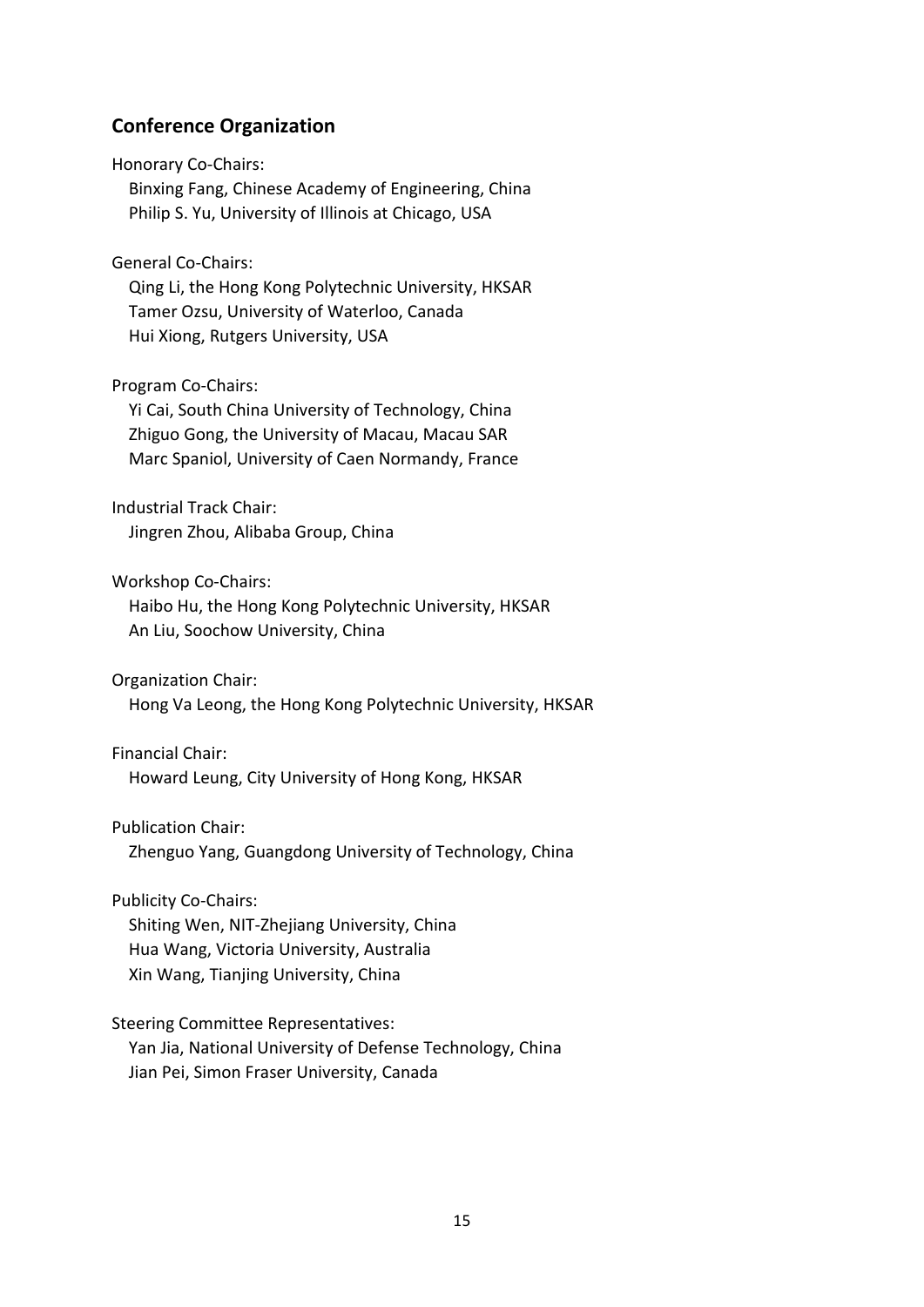## Conference Organization

Honorary Co-Chairs:
Binxing Fang, Chinese Academy of Engineering, China
Philip S. Yu, University of Illinois at Chicago, USA

General Co-Chairs:
Qing Li, the Hong Kong Polytechnic University, HKSAR
Tamer Ozsu, University of Waterloo, Canada
Hui Xiong, Rutgers University, USA

Program Co-Chairs:
Yi Cai, South China University of Technology, China
Zhiguo Gong, the University of Macau, Macau SAR
Marc Spaniol, University of Caen Normandy, France

Industrial Track Chair:
Jingren Zhou, Alibaba Group, China

Workshop Co-Chairs:
Haibo Hu, the Hong Kong Polytechnic University, HKSAR
An Liu, Soochow University, China

Organization Chair:
Hong Va Leong, the Hong Kong Polytechnic University, HKSAR

Financial Chair:
Howard Leung, City University of Hong Kong, HKSAR

Publication Chair:
Zhenguo Yang, Guangdong University of Technology, China

Publicity Co-Chairs:
Shiting Wen, NIT-Zhejiang University, China
Hua Wang, Victoria University, Australia
Xin Wang, Tianjing University, China

Steering Committee Representatives:
Yan Jia, National University of Defense Technology, China
Jian Pei, Simon Fraser University, Canada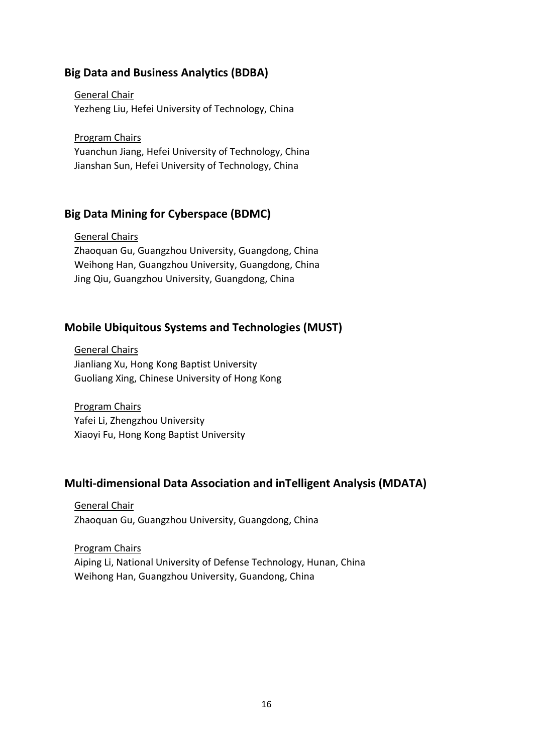## Big Data and Business Analytics (BDBA)

General Chair
Yezheng Liu, Hefei University of Technology, China

Program Chairs
Yuanchun Jiang, Hefei University of Technology, China
Jianshan Sun, Hefei University of Technology, China

## Big Data Mining for Cyberspace (BDMC)

General Chairs
Zhaoquan Gu, Guangzhou University, Guangdong, China
Weihong Han, Guangzhou University, Guangdong, China
Jing Qiu, Guangzhou University, Guangdong, China

## Mobile Ubiquitous Systems and Technologies (MUST)

General Chairs
Jianliang Xu, Hong Kong Baptist University
Guoliang Xing, Chinese University of Hong Kong

Program Chairs
Yafei Li, Zhengzhou University
Xiaoyi Fu, Hong Kong Baptist University

## Multi-dimensional Data Association and inTelligent Analysis (MDATA)

General Chair
Zhaoquan Gu, Guangzhou University, Guangdong, China

Program Chairs
Aiping Li, National University of Defense Technology, Hunan, China
Weihong Han, Guangzhou University, Guandong, China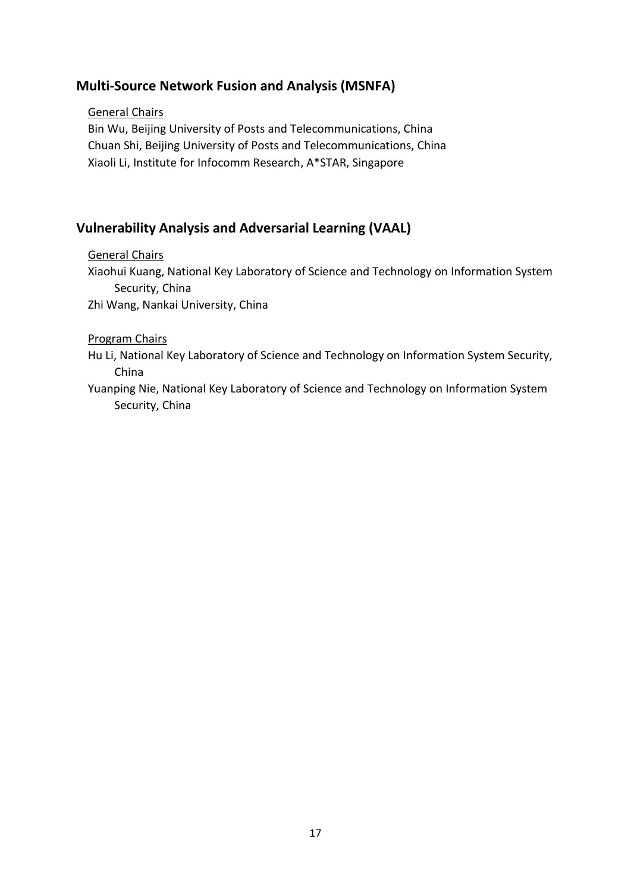## Multi-Source Network Fusion and Analysis (MSNFA)

General Chairs

Bin Wu, Beijing University of Posts and Telecommunications, China
Chuan Shi, Beijing University of Posts and Telecommunications, China
Xiaoli Li, Institute for Infocomm Research, A*STAR, Singapore

## Vulnerability Analysis and Adversarial Learning (VAAL)

General Chairs

Xiaohui Kuang, National Key Laboratory of Science and Technology on Information System Security, China
Zhi Wang, Nankai University, China

Program Chairs

Hu Li, National Key Laboratory of Science and Technology on Information System Security, China
Yuanping Nie, National Key Laboratory of Science and Technology on Information System Security, China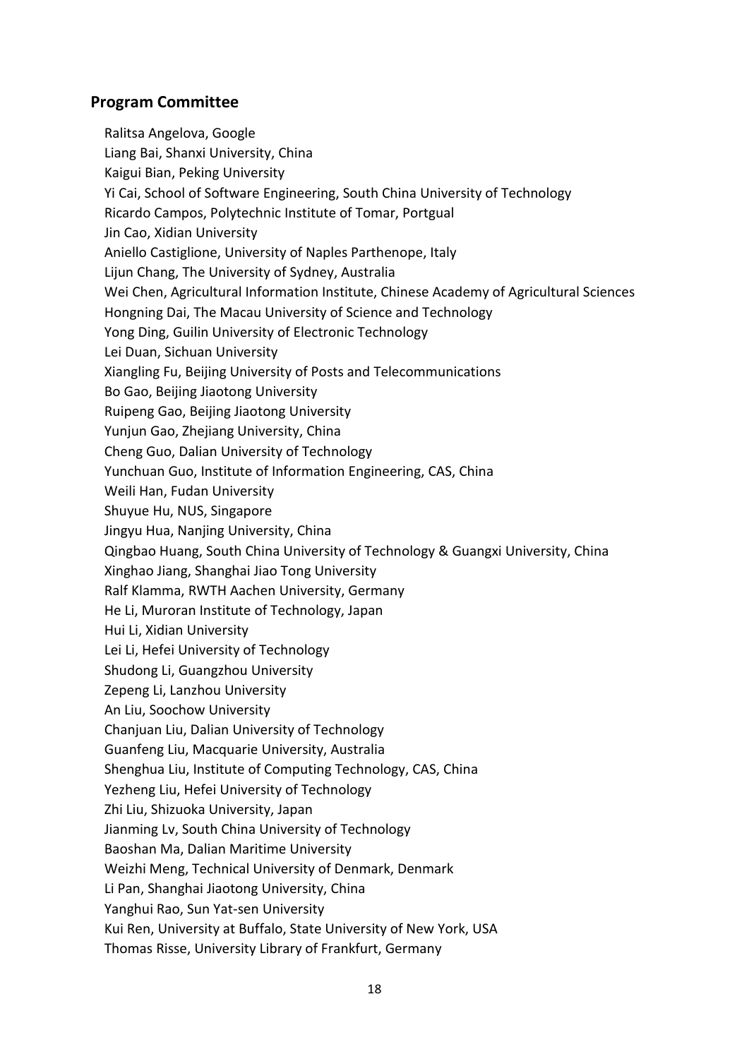## Program Committee

Ralitsa Angelova, Google
Liang Bai, Shanxi University, China
Kaigui Bian, Peking University
Yi Cai, School of Software Engineering, South China University of Technology
Ricardo Campos, Polytechnic Institute of Tomar, Portgual
Jin Cao, Xidian University
Aniello Castiglione, University of Naples Parthenope, Italy
Lijun Chang, The University of Sydney, Australia
Wei Chen, Agricultural Information Institute, Chinese Academy of Agricultural Sciences
Hongning Dai, The Macau University of Science and Technology
Yong Ding, Guilin University of Electronic Technology
Lei Duan, Sichuan University
Xiangling Fu, Beijing University of Posts and Telecommunications
Bo Gao, Beijing Jiaotong University
Ruipeng Gao, Beijing Jiaotong University
Yunjun Gao, Zhejiang University, China
Cheng Guo, Dalian University of Technology
Yunchuan Guo, Institute of Information Engineering, CAS, China
Weili Han, Fudan University
Shuyue Hu, NUS, Singapore
Jingyu Hua, Nanjing University, China
Qingbao Huang, South China University of Technology & Guangxi University, China
Xinghao Jiang, Shanghai Jiao Tong University
Ralf Klamma, RWTH Aachen University, Germany
He Li, Muroran Institute of Technology, Japan
Hui Li, Xidian University
Lei Li, Hefei University of Technology
Shudong Li, Guangzhou University
Zepeng Li, Lanzhou University
An Liu, Soochow University
Chanjuan Liu, Dalian University of Technology
Guanfeng Liu, Macquarie University, Australia
Shenghua Liu, Institute of Computing Technology, CAS, China
Yezheng Liu, Hefei University of Technology
Zhi Liu, Shizuoka University, Japan
Jianming Lv, South China University of Technology
Baoshan Ma, Dalian Maritime University
Weizhi Meng, Technical University of Denmark, Denmark
Li Pan, Shanghai Jiaotong University, China
Yanghui Rao, Sun Yat-sen University
Kui Ren, University at Buffalo, State University of New York, USA
Thomas Risse, University Library of Frankfurt, Germany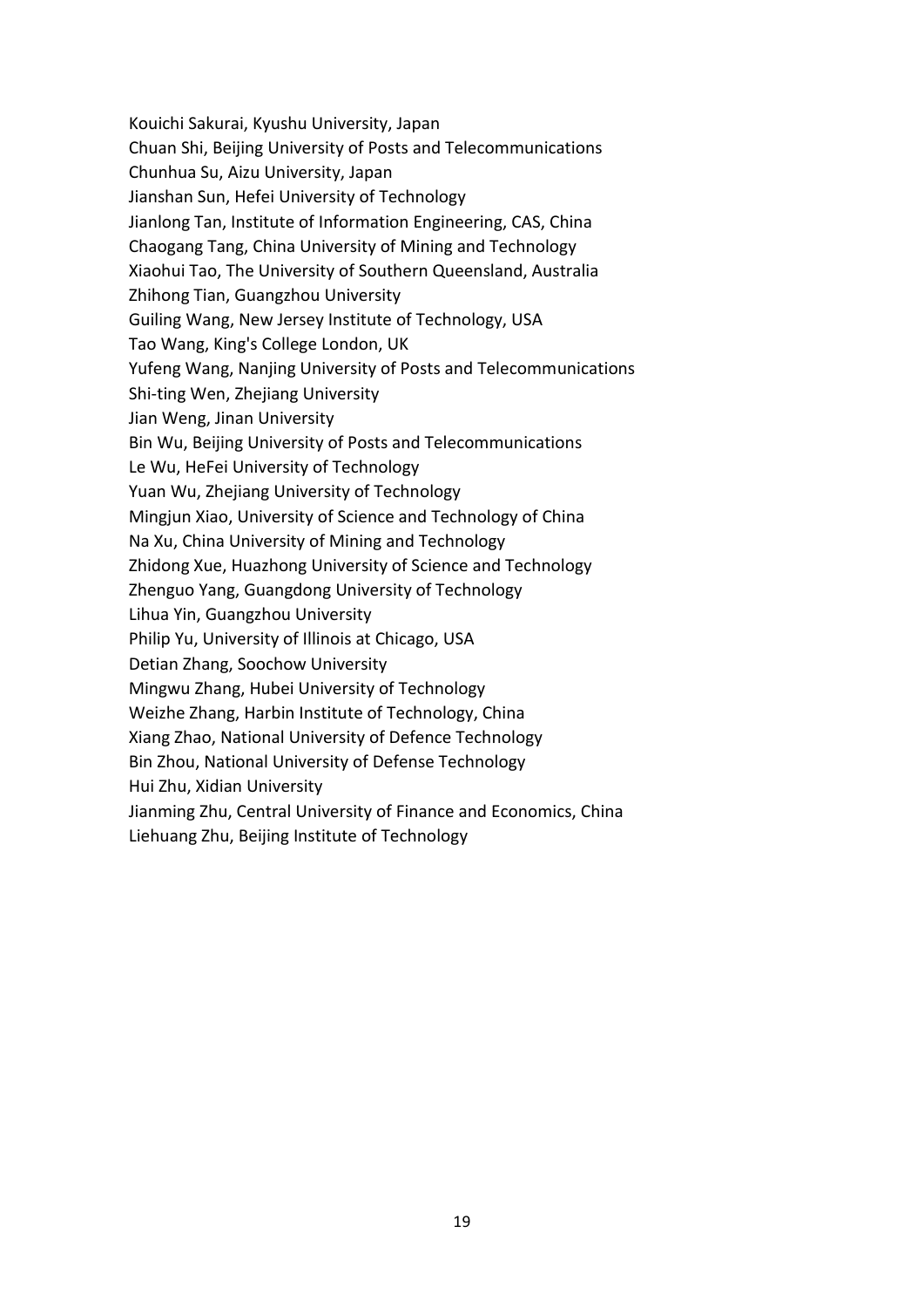Kouichi Sakurai, Kyushu University, Japan
Chuan Shi, Beijing University of Posts and Telecommunications
Chunhua Su, Aizu University, Japan
Jianshan Sun, Hefei University of Technology
Jianlong Tan, Institute of Information Engineering, CAS, China
Chaogang Tang, China University of Mining and Technology
Xiaohui Tao, The University of Southern Queensland, Australia
Zhihong Tian, Guangzhou University
Guiling Wang, New Jersey Institute of Technology, USA
Tao Wang, King's College London, UK
Yufeng Wang, Nanjing University of Posts and Telecommunications
Shi-ting Wen, Zhejiang University
Jian Weng, Jinan University
Bin Wu, Beijing University of Posts and Telecommunications
Le Wu, HeFei University of Technology
Yuan Wu, Zhejiang University of Technology
Mingjun Xiao, University of Science and Technology of China
Na Xu, China University of Mining and Technology
Zhidong Xue, Huazhong University of Science and Technology
Zhenguo Yang, Guangdong University of Technology
Lihua Yin, Guangzhou University
Philip Yu, University of Illinois at Chicago, USA
Detian Zhang, Soochow University
Mingwu Zhang, Hubei University of Technology
Weizhe Zhang, Harbin Institute of Technology, China
Xiang Zhao, National University of Defence Technology
Bin Zhou, National University of Defense Technology
Hui Zhu, Xidian University
Jianming Zhu, Central University of Finance and Economics, China
Liehuang Zhu, Beijing Institute of Technology